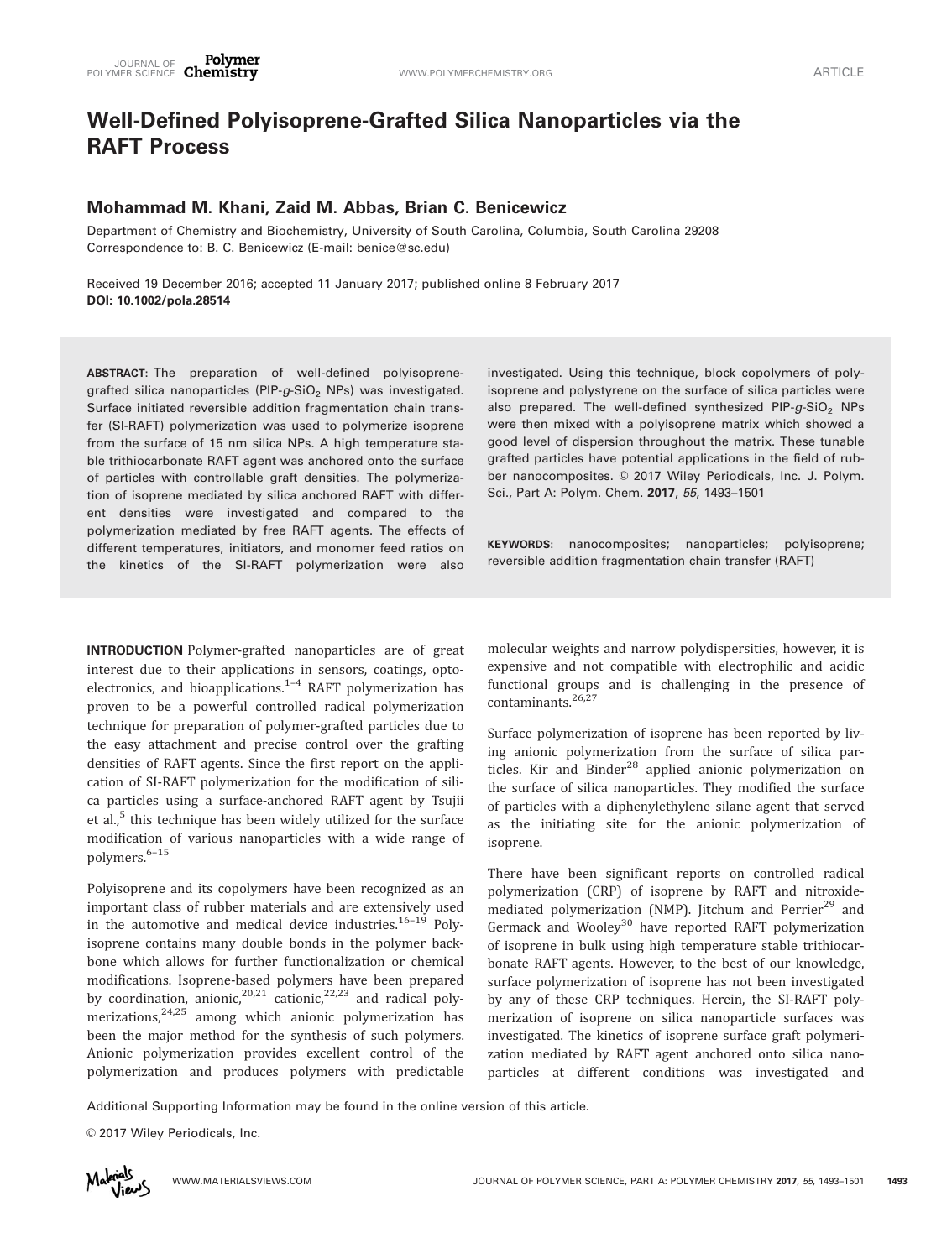# Well-Defined Polyisoprene-Grafted Silica Nanoparticles via the RAFT Process

**Mohammad M. Khani, Zaid M. Abbas, Brian C. Benicewicz**

Department of Chemistry and Biochemistry, University of South Carolina, Columbia, South Carolina 29208
Correspondence to: B. C. Benicewicz (E-mail: benice@sc.edu)

Received 19 December 2016; accepted 11 January 2017; published online 8 February 2017
**DOI: 10.1002/pola.28514**

**ABSTRACT**: The preparation of well-defined polyisoprene-grafted silica nanoparticles (PIP-*g*-$SiO_2$ NPs) was investigated. Surface initiated reversible addition fragmentation chain transfer (SI-RAFT) polymerization was used to polymerize isoprene from the surface of 15 nm silica NPs. A high temperature stable trithiocarbonate RAFT agent was anchored onto the surface of particles with controllable graft densities. The polymerization of isoprene mediated by silica anchored RAFT with different densities were investigated and compared to the polymerization mediated by free RAFT agents. The effects of different temperatures, initiators, and monomer feed ratios on the kinetics of the SI-RAFT polymerization were also investigated. Using this technique, block copolymers of polyisoprene and polystyrene on the surface of silica particles were also prepared. The well-defined synthesized PIP-*g*-$SiO_2$ NPs were then mixed with a polyisoprene matrix which showed a good level of dispersion throughout the matrix. These tunable grafted particles have potential applications in the field of rubber nanocomposites. © 2017 Wiley Periodicals, Inc. J. Polym. Sci., Part A: Polym. Chem. **2017**, *55*, 1493–1501

**KEYWORDS**: nanocomposites; nanoparticles; polyisoprene; reversible addition fragmentation chain transfer (RAFT)

**INTRODUCTION** Polymer-grafted nanoparticles are of great interest due to their applications in sensors, coatings, optoelectronics, and bioapplications.[1–4] RAFT polymerization has proven to be a powerful controlled radical polymerization technique for preparation of polymer-grafted particles due to the easy attachment and precise control over the grafting densities of RAFT agents. Since the first report on the application of SI-RAFT polymerization for the modification of silica particles using a surface-anchored RAFT agent by Tsujii et al.,[5] this technique has been widely utilized for the surface modification of various nanoparticles with a wide range of polymers.[6–15]

Polyisoprene and its copolymers have been recognized as an important class of rubber materials and are extensively used in the automotive and medical device industries.[16–19] Polyisoprene contains many double bonds in the polymer backbone which allows for further functionalization or chemical modifications. Isoprene-based polymers have been prepared by coordination, anionic,[20,21] cationic,[22,23] and radical polymerizations,[24,25] among which anionic polymerization has been the major method for the synthesis of such polymers. Anionic polymerization provides excellent control of the polymerization and produces polymers with predictable molecular weights and narrow polydispersities, however, it is expensive and not compatible with electrophilic and acidic functional groups and is challenging in the presence of contaminants.[26,27]

Surface polymerization of isoprene has been reported by living anionic polymerization from the surface of silica particles. Kir and Binder[28] applied anionic polymerization on the surface of silica nanoparticles. They modified the surface of particles with a diphenylethylene silane agent that served as the initiating site for the anionic polymerization of isoprene.

There have been significant reports on controlled radical polymerization (CRP) of isoprene by RAFT and nitroxide-mediated polymerization (NMP). Jitchum and Perrier[29] and Germack and Wooley[30] have reported RAFT polymerization of isoprene in bulk using high temperature stable trithiocarbonate RAFT agents. However, to the best of our knowledge, surface polymerization of isoprene has not been investigated by any of these CRP techniques. Herein, the SI-RAFT polymerization of isoprene on silica nanoparticle surfaces was investigated. The kinetics of isoprene surface graft polymerization mediated by RAFT agent anchored onto silica nanoparticles at different conditions was investigated and

Additional Supporting Information may be found in the online version of this article.

© 2017 Wiley Periodicals, Inc.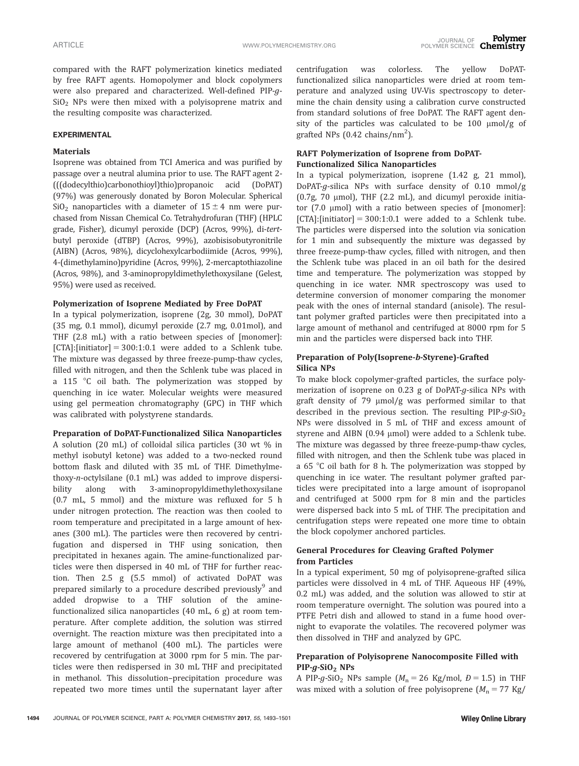compared with the RAFT polymerization kinetics mediated by free RAFT agents. Homopolymer and block copolymers were also prepared and characterized. Well-defined PIP-*g*-$SiO_2$ NPs were then mixed with a polyisoprene matrix and the resulting composite was characterized.

## EXPERIMENTAL

### Materials

Isoprene was obtained from TCI America and was purified by passage over a neutral alumina prior to use. The RAFT agent 2-(((dodecylthio)carbonothioyl)thio)propanoic acid (DoPAT) (97%) was generously donated by Boron Molecular. Spherical $SiO_2$ nanoparticles with a diameter of $15 \pm 4$ nm were purchased from Nissan Chemical Co. Tetrahydrofuran (THF) (HPLC grade, Fisher), dicumyl peroxide (DCP) (Acros, 99%), di-*tert*-butyl peroxide (dTBP) (Acros, 99%), azobisisobutyronitrile (AIBN) (Acros, 98%), dicyclohexylcarbodiimide (Acros, 99%), 4-(dimethylamino)pyridine (Acros, 99%), 2-mercaptothiazoline (Acros, 98%), and 3-aminopropyldimethylethoxysilane (Gelest, 95%) were used as received.

### Polymerization of Isoprene Mediated by Free DoPAT

In a typical polymerization, isoprene (2g, 30 mmol), DoPAT (35 mg, 0.1 mmol), dicumyl peroxide (2.7 mg, 0.01mol), and THF (2.8 mL) with a ratio between species of [monomer]:[CTA]:[initiator] = 300:1:0.1 were added to a Schlenk tube. The mixture was degassed by three freeze-pump-thaw cycles, filled with nitrogen, and then the Schlenk tube was placed in a 115 °C oil bath. The polymerization was stopped by quenching in ice water. Molecular weights were measured using gel permeation chromatography (GPC) in THF which was calibrated with polystyrene standards.

### Preparation of DoPAT-Functionalized Silica Nanoparticles

A solution (20 mL) of colloidal silica particles (30 wt % in methyl isobutyl ketone) was added to a two-necked round bottom flask and diluted with 35 mL of THF. Dimethylmethoxy-*n*-octylsilane (0.1 mL) was added to improve dispersibility along with 3-aminopropyldimethylethoxysilane (0.7 mL, 5 mmol) and the mixture was refluxed for 5 h under nitrogen protection. The reaction was then cooled to room temperature and precipitated in a large amount of hexanes (300 mL). The particles were then recovered by centrifugation and dispersed in THF using sonication, then precipitated in hexanes again. The amine-functionalized particles were then dispersed in 40 mL of THF for further reaction. Then 2.5 g (5.5 mmol) of activated DoPAT was prepared similarly to a procedure described previously[9] and added dropwise to a THF solution of the amine-functionalized silica nanoparticles (40 mL, 6 g) at room temperature. After complete addition, the solution was stirred overnight. The reaction mixture was then precipitated into a large amount of methanol (400 mL). The particles were recovered by centrifugation at 3000 rpm for 5 min. The particles were then redispersed in 30 mL THF and precipitated in methanol. This dissolution–precipitation procedure was repeated two more times until the supernatant layer after centrifugation was colorless. The yellow DoPAT-functionalized silica nanoparticles were dried at room temperature and analyzed using UV-Vis spectroscopy to determine the chain density using a calibration curve constructed from standard solutions of free DoPAT. The RAFT agent density of the particles was calculated to be 100 μmol/g of grafted NPs (0.42 chains/$nm^2$).

### RAFT Polymerization of Isoprene from DoPAT-Functionalized Silica Nanoparticles

In a typical polymerization, isoprene (1.42 g, 21 mmol), DoPAT-*g*-silica NPs with surface density of 0.10 mmol/g (0.7g, 70 μmol), THF (2.2 mL), and dicumyl peroxide initiator (7.0 μmol) with a ratio between species of [monomer]:[CTA]:[initiator] = 300:1:0.1 were added to a Schlenk tube. The particles were dispersed into the solution via sonication for 1 min and subsequently the mixture was degassed by three freeze-pump-thaw cycles, filled with nitrogen, and then the Schlenk tube was placed in an oil bath for the desired time and temperature. The polymerization was stopped by quenching in ice water. NMR spectroscopy was used to determine conversion of monomer comparing the monomer peak with the ones of internal standard (anisole). The resultant polymer grafted particles were then precipitated into a large amount of methanol and centrifuged at 8000 rpm for 5 min and the particles were dispersed back into THF.

### Preparation of Poly(Isoprene-*b*-Styrene)-Grafted Silica NPs

To make block copolymer-grafted particles, the surface polymerization of isoprene on 0.23 g of DoPAT-*g*-silica NPs with graft density of 79 μmol/g was performed similar to that described in the previous section. The resulting PIP-*g*-$SiO_2$ NPs were dissolved in 5 mL of THF and excess amount of styrene and AIBN (0.94 μmol) were added to a Schlenk tube. The mixture was degassed by three freeze-pump-thaw cycles, filled with nitrogen, and then the Schlenk tube was placed in a 65 °C oil bath for 8 h. The polymerization was stopped by quenching in ice water. The resultant polymer grafted particles were precipitated into a large amount of isopropanol and centrifuged at 5000 rpm for 8 min and the particles were dispersed back into 5 mL of THF. The precipitation and centrifugation steps were repeated one more time to obtain the block copolymer anchored particles.

### General Procedures for Cleaving Grafted Polymer from Particles

In a typical experiment, 50 mg of polyisoprene-grafted silica particles were dissolved in 4 mL of THF. Aqueous HF (49%, 0.2 mL) was added, and the solution was allowed to stir at room temperature overnight. The solution was poured into a PTFE Petri dish and allowed to stand in a fume hood overnight to evaporate the volatiles. The recovered polymer was then dissolved in THF and analyzed by GPC.

### Preparation of Polyisoprene Nanocomposite Filled with PIP-*g*-$SiO_2$ NPs

A PIP-*g*-$SiO_2$ NPs sample ($M_n$ = 26 Kg/mol, $Đ$ = 1.5) in THF was mixed with a solution of free polyisoprene ($M_n$ = 77 Kg/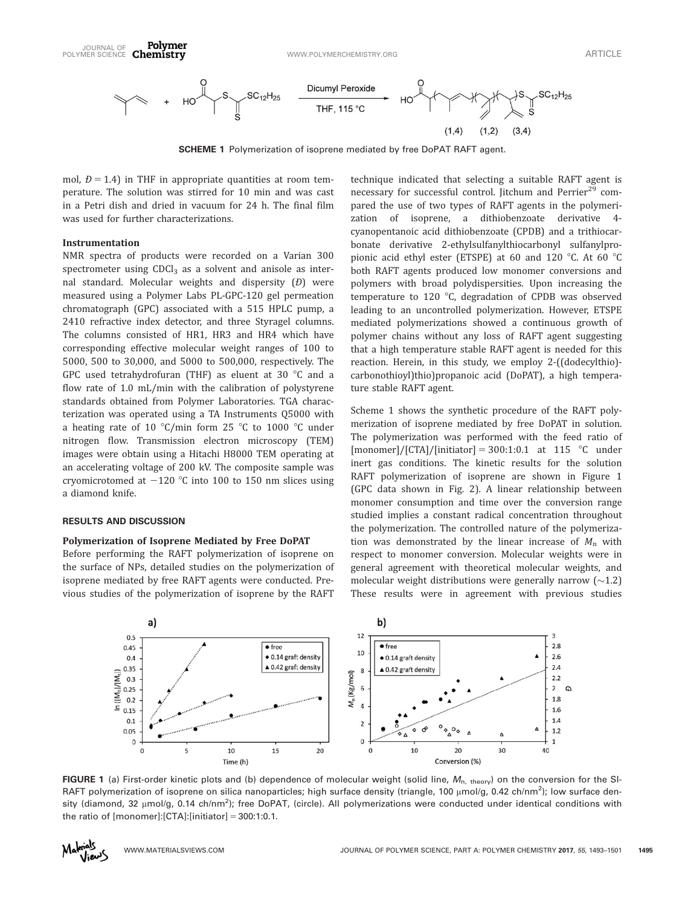**SCHEME 1** Polymerization of isoprene mediated by free DoPAT RAFT agent.

mol, $Đ = 1.4$) in THF in appropriate quantities at room temperature. The solution was stirred for 10 min and was cast in a Petri dish and dried in vacuum for 24 h. The final film was used for further characterizations.

### Instrumentation

NMR spectra of products were recorded on a Varian 300 spectrometer using $CDCl_3$ as a solvent and anisole as internal standard. Molecular weights and dispersity ($Đ$) were measured using a Polymer Labs PL-GPC-120 gel permeation chromatograph (GPC) associated with a 515 HPLC pump, a 2410 refractive index detector, and three Styragel columns. The columns consisted of HR1, HR3 and HR4 which have corresponding effective molecular weight ranges of 100 to 5000, 500 to 30,000, and 5000 to 500,000, respectively. The GPC used tetrahydrofuran (THF) as eluent at 30 °C and a flow rate of 1.0 mL/min with the calibration of polystyrene standards obtained from Polymer Laboratories. TGA characterization was operated using a TA Instruments Q5000 with a heating rate of 10 °C/min form 25 °C to 1000 °C under nitrogen flow. Transmission electron microscopy (TEM) images were obtain using a Hitachi H8000 TEM operating at an accelerating voltage of 200 kV. The composite sample was cryomicrotomed at −120 °C into 100 to 150 nm slices using a diamond knife.

## RESULTS AND DISCUSSION

### Polymerization of Isoprene Mediated by Free DoPAT

Before performing the RAFT polymerization of isoprene on the surface of NPs, detailed studies on the polymerization of isoprene mediated by free RAFT agents were conducted. Previous studies of the polymerization of isoprene by the RAFT technique indicated that selecting a suitable RAFT agent is necessary for successful control. Jitchum and Perrier[29] compared the use of two types of RAFT agents in the polymerization of isoprene, a dithiobenzoate derivative 4-cyanopentanoic acid dithiobenzoate (CPDB) and a trithiocarbonate derivative 2-ethylsulfanylthiocarbonyl sulfanylpropionic acid ethyl ester (ETSPE) at 60 and 120 °C. At 60 °C both RAFT agents produced low monomer conversions and polymers with broad polydispersities. Upon increasing the temperature to 120 °C, degradation of CPDB was observed leading to an uncontrolled polymerization. However, ETSPE mediated polymerizations showed a continuous growth of polymer chains without any loss of RAFT agent suggesting that a high temperature stable RAFT agent is needed for this reaction. Herein, in this study, we employ 2-((dodecylthio)-carbonothioyl)thio)propanoic acid (DoPAT), a high temperature stable RAFT agent.

Scheme 1 shows the synthetic procedure of the RAFT polymerization of isoprene mediated by free DoPAT in solution. The polymerization was performed with the feed ratio of [monomer]/[CTA]/[initiator] = 300:1:0.1 at 115 °C under inert gas conditions. The kinetic results for the solution RAFT polymerization of isoprene are shown in Figure 1 (GPC data shown in Fig. 2). A linear relationship between monomer consumption and time over the conversion range studied implies a constant radical concentration throughout the polymerization. The controlled nature of the polymerization was demonstrated by the linear increase of $M_n$ with respect to monomer conversion. Molecular weights were in general agreement with theoretical molecular weights, and molecular weight distributions were generally narrow (~1.2) These results were in agreement with previous studies

**FIGURE 1** (a) First-order kinetic plots and (b) dependence of molecular weight (solid line, $M_{n,\ theory}$) on the conversion for the SI-RAFT polymerization of isoprene on silica nanoparticles; high surface density (triangle, 100 μmol/g, 0.42 ch/nm$^2$); low surface density (diamond, 32 μmol/g, 0.14 ch/nm$^2$); free DoPAT, (circle). All polymerizations were conducted under identical conditions with the ratio of [monomer]:[CTA]:[initiator] = 300:1:0.1.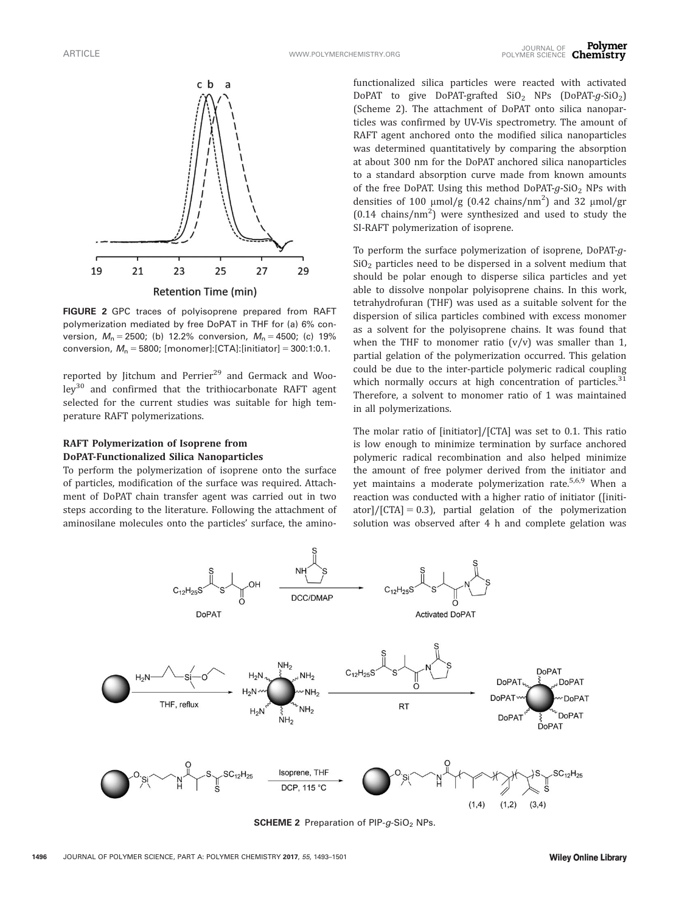FIGURE 2 GPC traces of polyisoprene prepared from RAFT polymerization mediated by free DoPAT in THF for (a) 6% conversion, $M_n = 2500$; (b) 12.2% conversion, $M_n = 4500$; (c) 19% conversion, $M_n = 5800$; [monomer]:[CTA]:[initiator] = 300:1:0.1.

reported by Jitchum and Perrier[29] and Germack and Wooley[30] and confirmed that the trithiocarbonate RAFT agent selected for the current studies was suitable for high temperature RAFT polymerizations.

### RAFT Polymerization of Isoprene from DoPAT-Functionalized Silica Nanoparticles

To perform the polymerization of isoprene onto the surface of particles, modification of the surface was required. Attachment of DoPAT chain transfer agent was carried out in two steps according to the literature. Following the attachment of aminosilane molecules onto the particles' surface, the amino-functionalized silica particles were reacted with activated DoPAT to give DoPAT-grafted $SiO_2$ NPs (DoPAT-*g*-$SiO_2$) (Scheme 2). The attachment of DoPAT onto silica nanoparticles was confirmed by UV-Vis spectrometry. The amount of RAFT agent anchored onto the modified silica nanoparticles was determined quantitatively by comparing the absorption at about 300 nm for the DoPAT anchored silica nanoparticles to a standard absorption curve made from known amounts of the free DoPAT. Using this method DoPAT-*g*-$SiO_2$ NPs with densities of 100 μmol/g (0.42 chains/$nm^2$) and 32 μmol/gr (0.14 chains/$nm^2$) were synthesized and used to study the SI-RAFT polymerization of isoprene.

To perform the surface polymerization of isoprene, DoPAT-*g*-$SiO_2$ particles need to be dispersed in a solvent medium that should be polar enough to disperse silica particles and yet able to dissolve nonpolar polyisoprene chains. In this work, tetrahydrofuran (THF) was used as a suitable solvent for the dispersion of silica particles combined with excess monomer as a solvent for the polyisoprene chains. It was found that when the THF to monomer ratio (v/v) was smaller than 1, partial gelation of the polymerization occurred. This gelation could be due to the inter-particle polymeric radical coupling which normally occurs at high concentration of particles.[31] Therefore, a solvent to monomer ratio of 1 was maintained in all polymerizations.

The molar ratio of [initiator]/[CTA] was set to 0.1. This ratio is low enough to minimize termination by surface anchored polymeric radical recombination and also helped minimize the amount of free polymer derived from the initiator and yet maintains a moderate polymerization rate.[5,6,9] When a reaction was conducted with a higher ratio of initiator ([initiator]/[CTA] = 0.3), partial gelation of the polymerization solution was observed after 4 h and complete gelation was

SCHEME 2 Preparation of PIP-*g*-$SiO_2$ NPs.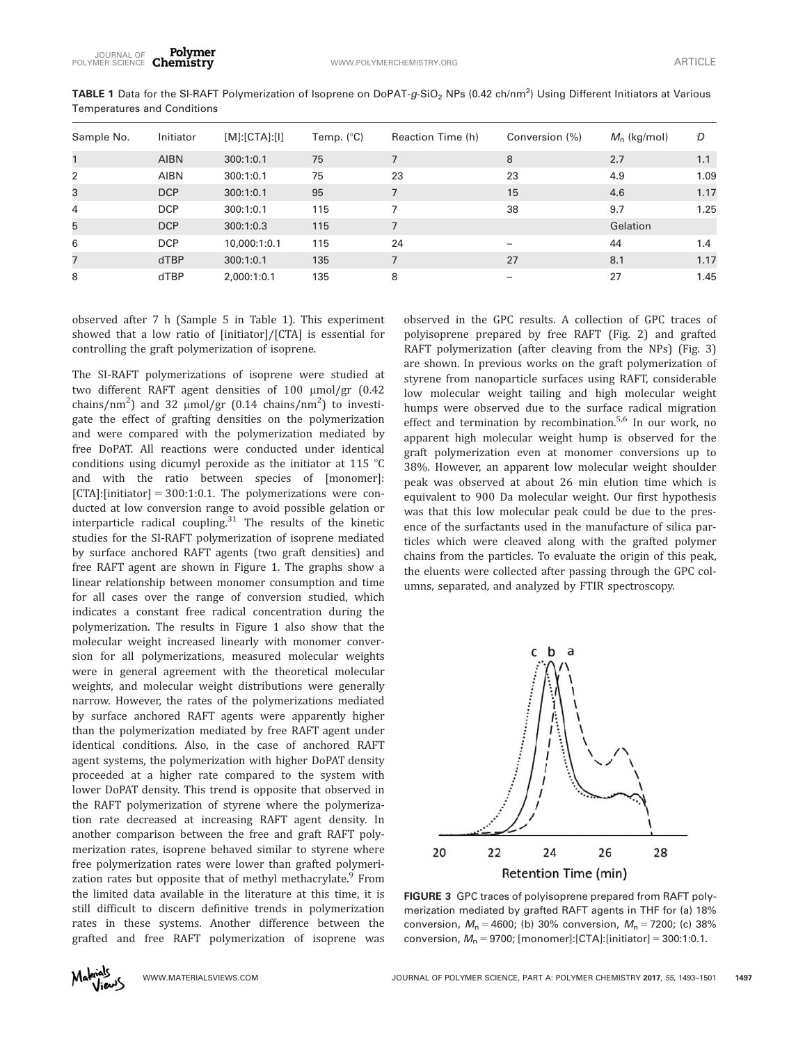**TABLE 1** Data for the SI-RAFT Polymerization of Isoprene on DoPAT-*g*-$SiO_2$ NPs (0.42 ch/nm$^2$) Using Different Initiators at Various Temperatures and Conditions

| Sample No. | Initiator | [M]:[CTA]:[I] | Temp. (°C) | Reaction Time (h) | Conversion (%) | $M_n$ (kg/mol) | Đ |
|---|---|---|---|---|---|---|---|
| 1 | AIBN | 300:1:0.1 | 75 | 7 | 8 | 2.7 | 1.1 |
| 2 | AIBN | 300:1:0.1 | 75 | 23 | 23 | 4.9 | 1.09 |
| 3 | DCP | 300:1:0.1 | 95 | 7 | 15 | 4.6 | 1.17 |
| 4 | DCP | 300:1:0.1 | 115 | 7 | 38 | 9.7 | 1.25 |
| 5 | DCP | 300:1:0.3 | 115 | 7 | | Gelation | |
| 6 | DCP | 10,000:1:0.1 | 115 | 24 | – | 44 | 1.4 |
| 7 | dTBP | 300:1:0.1 | 135 | 7 | 27 | 8.1 | 1.17 |
| 8 | dTBP | 2,000:1:0.1 | 135 | 8 | – | 27 | 1.45 |

observed after 7 h (Sample 5 in Table 1). This experiment showed that a low ratio of [initiator]/[CTA] is essential for controlling the graft polymerization of isoprene.

The SI-RAFT polymerizations of isoprene were studied at two different RAFT agent densities of 100 µmol/gr (0.42 chains/nm$^2$) and 32 µmol/gr (0.14 chains/nm$^2$) to investigate the effect of grafting densities on the polymerization and were compared with the polymerization mediated by free DoPAT. All reactions were conducted under identical conditions using dicumyl peroxide as the initiator at 115 °C and with the ratio between species of [monomer]:[CTA]:[initiator] = 300:1:0.1. The polymerizations were conducted at low conversion range to avoid possible gelation or interparticle radical coupling.[31] The results of the kinetic studies for the SI-RAFT polymerization of isoprene mediated by surface anchored RAFT agents (two graft densities) and free RAFT agent are shown in Figure 1. The graphs show a linear relationship between monomer consumption and time for all cases over the range of conversion studied, which indicates a constant free radical concentration during the polymerization. The results in Figure 1 also show that the molecular weight increased linearly with monomer conversion for all polymerizations, measured molecular weights were in general agreement with the theoretical molecular weights, and molecular weight distributions were generally narrow. However, the rates of the polymerizations mediated by surface anchored RAFT agents were apparently higher than the polymerization mediated by free RAFT agent under identical conditions. Also, in the case of anchored RAFT agent systems, the polymerization with higher DoPAT density proceeded at a higher rate compared to the system with lower DoPAT density. This trend is opposite that observed in the RAFT polymerization of styrene where the polymerization rate decreased at increasing RAFT agent density. In another comparison between the free and graft RAFT polymerization rates, isoprene behaved similar to styrene where free polymerization rates were lower than grafted polymerization rates but opposite that of methyl methacrylate.[9] From the limited data available in the literature at this time, it is still difficult to discern definitive trends in polymerization rates in these systems. Another difference between the grafted and free RAFT polymerization of isoprene was observed in the GPC results. A collection of GPC traces of polyisoprene prepared by free RAFT (Fig. 2) and grafted RAFT polymerization (after cleaving from the NPs) (Fig. 3) are shown. In previous works on the graft polymerization of styrene from nanoparticle surfaces using RAFT, considerable low molecular weight tailing and high molecular weight humps were observed due to the surface radical migration effect and termination by recombination.[5,6] In our work, no apparent high molecular weight hump is observed for the graft polymerization even at monomer conversions up to 38%. However, an apparent low molecular weight shoulder peak was observed at about 26 min elution time which is equivalent to 900 Da molecular weight. Our first hypothesis was that this low molecular peak could be due to the presence of the surfactants used in the manufacture of silica particles which were cleaved along with the grafted polymer chains from the particles. To evaluate the origin of this peak, the eluents were collected after passing through the GPC columns, separated, and analyzed by FTIR spectroscopy.

**FIGURE 3** GPC traces of polyisoprene prepared from RAFT polymerization mediated by grafted RAFT agents in THF for (a) 18% conversion, $M_n$ = 4600; (b) 30% conversion, $M_n$ = 7200; (c) 38% conversion, $M_n$ = 9700; [monomer]:[CTA]:[initiator] = 300:1:0.1.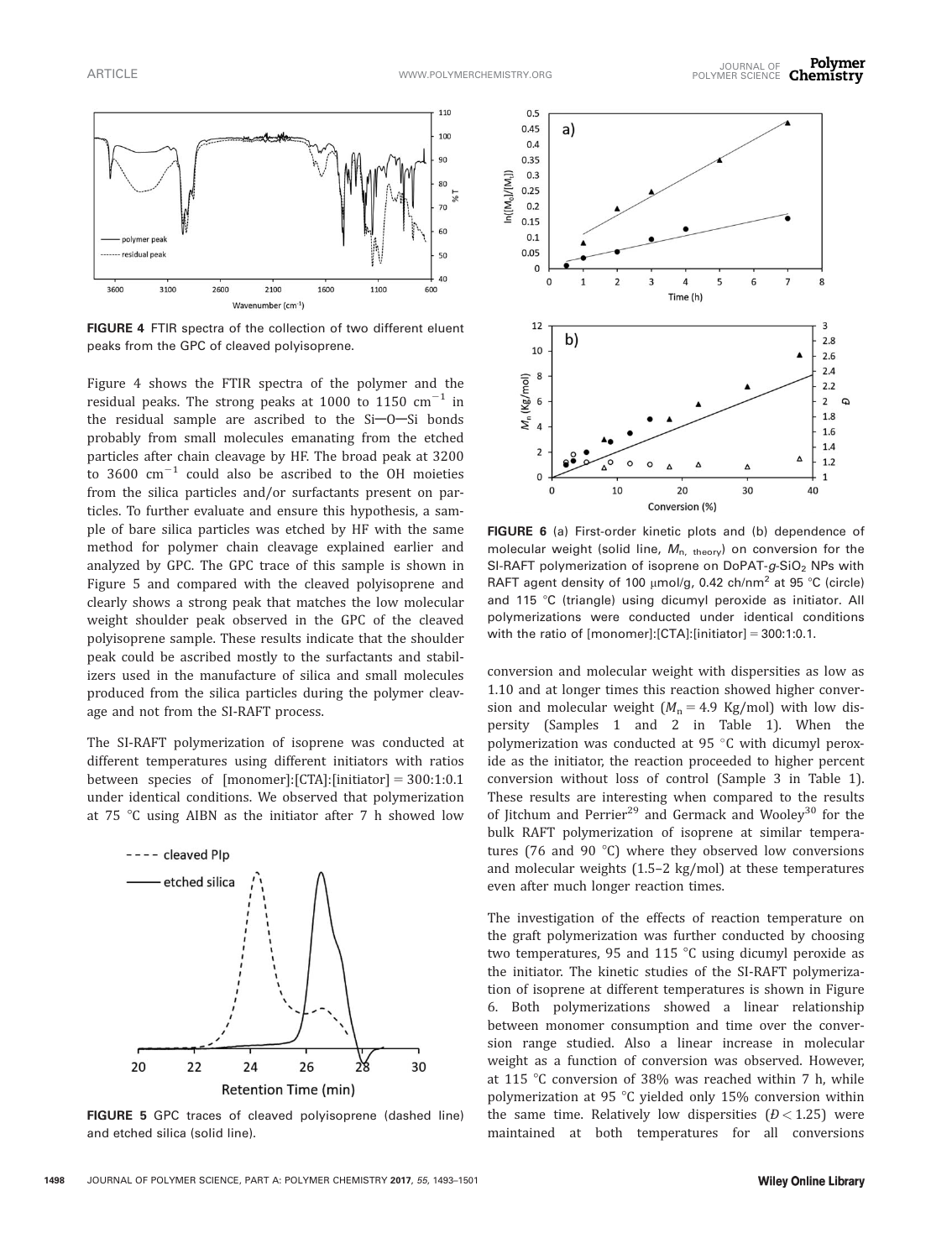FIGURE 4 FTIR spectra of the collection of two different eluent peaks from the GPC of cleaved polyisoprene.

Figure 4 shows the FTIR spectra of the polymer and the residual peaks. The strong peaks at 1000 to 1150 $cm^{-1}$ in the residual sample are ascribed to the Si—O—Si bonds probably from small molecules emanating from the etched particles after chain cleavage by HF. The broad peak at 3200 to 3600 $cm^{-1}$ could also be ascribed to the OH moieties from the silica particles and/or surfactants present on particles. To further evaluate and ensure this hypothesis, a sample of bare silica particles was etched by HF with the same method for polymer chain cleavage explained earlier and analyzed by GPC. The GPC trace of this sample is shown in Figure 5 and compared with the cleaved polyisoprene and clearly shows a strong peak that matches the low molecular weight shoulder peak observed in the GPC of the cleaved polyisoprene sample. These results indicate that the shoulder peak could be ascribed mostly to the surfactants and stabilizers used in the manufacture of silica and small molecules produced from the silica particles during the polymer cleavage and not from the SI-RAFT process.

The SI-RAFT polymerization of isoprene was conducted at different temperatures using different initiators with ratios between species of [monomer]:[CTA]:[initiator] = 300:1:0.1 under identical conditions. We observed that polymerization at 75 °C using AIBN as the initiator after 7 h showed low

FIGURE 5 GPC traces of cleaved polyisoprene (dashed line) and etched silica (solid line).

FIGURE 6 (a) First-order kinetic plots and (b) dependence of molecular weight (solid line, $M_{n,\ theory}$) on conversion for the SI-RAFT polymerization of isoprene on DoPAT-*g*-$SiO_2$ NPs with RAFT agent density of 100 μmol/g, 0.42 ch/nm$^2$ at 95 °C (circle) and 115 °C (triangle) using dicumyl peroxide as initiator. All polymerizations were conducted under identical conditions with the ratio of [monomer]:[CTA]:[initiator] = 300:1:0.1.

conversion and molecular weight with dispersities as low as 1.10 and at longer times this reaction showed higher conversion and molecular weight ($M_n$ = 4.9 Kg/mol) with low dispersity (Samples 1 and 2 in Table 1). When the polymerization was conducted at 95 °C with dicumyl peroxide as the initiator, the reaction proceeded to higher percent conversion without loss of control (Sample 3 in Table 1). These results are interesting when compared to the results of Jitchum and Perrier[29] and Germack and Wooley[30] for the bulk RAFT polymerization of isoprene at similar temperatures (76 and 90 °C) where they observed low conversions and molecular weights (1.5–2 kg/mol) at these temperatures even after much longer reaction times.

The investigation of the effects of reaction temperature on the graft polymerization was further conducted by choosing two temperatures, 95 and 115 °C using dicumyl peroxide as the initiator. The kinetic studies of the SI-RAFT polymerization of isoprene at different temperatures is shown in Figure 6. Both polymerizations showed a linear relationship between monomer consumption and time over the conversion range studied. Also a linear increase in molecular weight as a function of conversion was observed. However, at 115 °C conversion of 38% was reached within 7 h, while polymerization at 95 °C yielded only 15% conversion within the same time. Relatively low dispersities ($Đ < 1.25$) were maintained at both temperatures for all conversions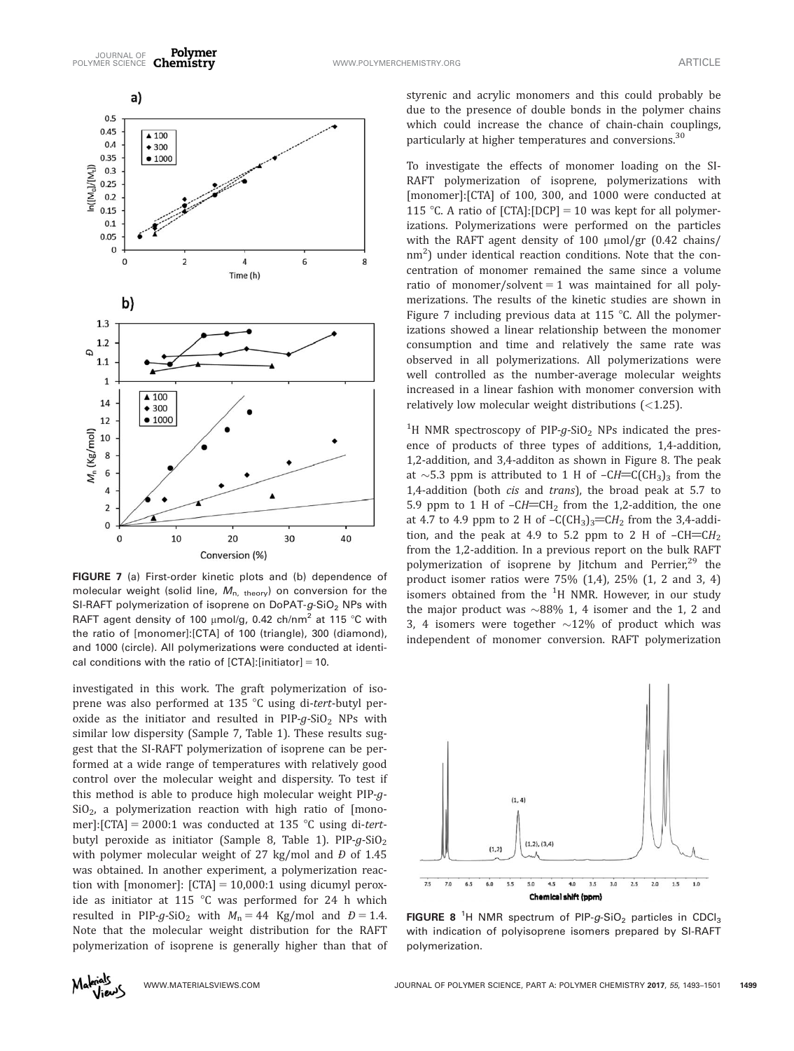FIGURE 7 (a) First-order kinetic plots and (b) dependence of molecular weight (solid line, $M_{n,\ theory}$) on conversion for the SI-RAFT polymerization of isoprene on DoPAT-$g$-$SiO_2$ NPs with RAFT agent density of 100 μmol/g, 0.42 ch/nm$^2$ at 115 °C with the ratio of [monomer]:[CTA] of 100 (triangle), 300 (diamond), and 1000 (circle). All polymerizations were conducted at identical conditions with the ratio of [CTA]:[initiator] = 10.

investigated in this work. The graft polymerization of isoprene was also performed at 135 °C using di-*tert*-butyl peroxide as the initiator and resulted in PIP-$g$-$SiO_2$ NPs with similar low dispersity (Sample 7, Table 1). These results suggest that the SI-RAFT polymerization of isoprene can be performed at a wide range of temperatures with relatively good control over the molecular weight and dispersity. To test if this method is able to produce high molecular weight PIP-$g$-$SiO_2$, a polymerization reaction with high ratio of [monomer]:[CTA] = 2000:1 was conducted at 135 °C using di-*tert*-butyl peroxide as initiator (Sample 8, Table 1). PIP-$g$-$SiO_2$ with polymer molecular weight of 27 kg/mol and $Đ$ of 1.45 was obtained. In another experiment, a polymerization reaction with [monomer]: [CTA] = 10,000:1 using dicumyl peroxide as initiator at 115 °C was performed for 24 h which resulted in PIP-$g$-$SiO_2$ with $M_n = 44$ Kg/mol and $Đ = 1.4$. Note that the molecular weight distribution for the RAFT polymerization of isoprene is generally higher than that of styrenic and acrylic monomers and this could probably be due to the presence of double bonds in the polymer chains which could increase the chance of chain-chain couplings, particularly at higher temperatures and conversions.[30]

To investigate the effects of monomer loading on the SI-RAFT polymerization of isoprene, polymerizations with [monomer]:[CTA] of 100, 300, and 1000 were conducted at 115 °C. A ratio of [CTA]:[DCP] = 10 was kept for all polymerizations. Polymerizations were performed on the particles with the RAFT agent density of 100 μmol/gr (0.42 chains/nm$^2$) under identical reaction conditions. Note that the concentration of monomer remained the same since a volume ratio of monomer/solvent = 1 was maintained for all polymerizations. The results of the kinetic studies are shown in Figure 7 including previous data at 115 °C. All the polymerizations showed a linear relationship between the monomer consumption and time and relatively the same rate was observed in all polymerizations. All polymerizations were well controlled as the number-average molecular weights increased in a linear fashion with monomer conversion with relatively low molecular weight distributions (<1.25).

$^1$H NMR spectroscopy of PIP-$g$-$SiO_2$ NPs indicated the presence of products of three types of additions, 1,4-addition, 1,2-addition, and 3,4-additon as shown in Figure 8. The peak at ~5.3 ppm is attributed to 1 H of –C*H*=C(CH$_3$)$_3$ from the 1,4-addition (both *cis* and *trans*), the broad peak at 5.7 to 5.9 ppm to 1 H of –C*H*=CH$_2$ from the 1,2-addition, the one at 4.7 to 4.9 ppm to 2 H of –C(CH$_3$)$_3$=C*H*$_2$ from the 3,4-addition, and the peak at 4.9 to 5.2 ppm to 2 H of –CH=C*H*$_2$ from the 1,2-addition. In a previous report on the bulk RAFT polymerization of isoprene by Jitchum and Perrier,[29] the product isomer ratios were 75% (1,4), 25% (1, 2 and 3, 4) isomers obtained from the $^1$H NMR. However, in our study the major product was ~88% 1, 4 isomer and the 1, 2 and 3, 4 isomers were together ~12% of product which was independent of monomer conversion. RAFT polymerization

FIGURE 8 $^1$H NMR spectrum of PIP-$g$-$SiO_2$ particles in $CDCl_3$ with indication of polyisoprene isomers prepared by SI-RAFT polymerization.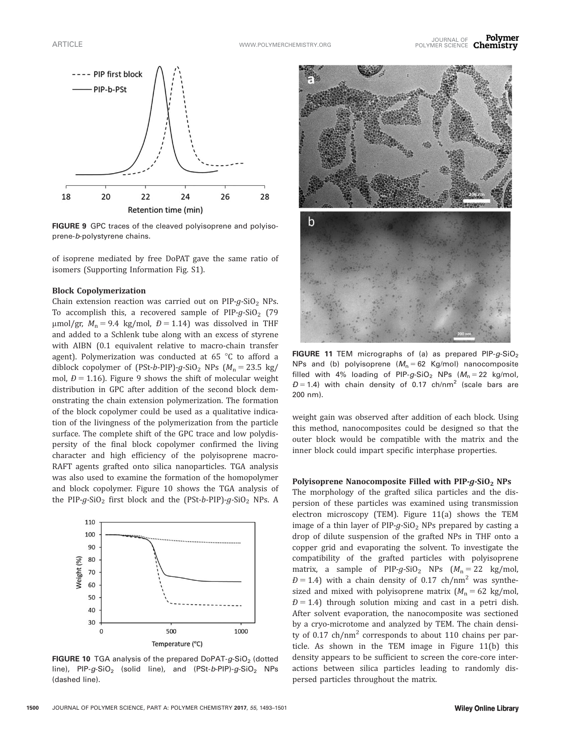FIGURE 9 GPC traces of the cleaved polyisoprene and polyisoprene-b-polystyrene chains.

of isoprene mediated by free DoPAT gave the same ratio of isomers (Supporting Information Fig. S1).

### Block Copolymerization

Chain extension reaction was carried out on PIP-*g*-$SiO_2$ NPs. To accomplish this, a recovered sample of PIP-*g*-$SiO_2$ (79 μmol/gr, $M_n = 9.4$ kg/mol, $Đ = 1.14$) was dissolved in THF and added to a Schlenk tube along with an excess of styrene with AIBN (0.1 equivalent relative to macro-chain transfer agent). Polymerization was conducted at 65 °C to afford a diblock copolymer of (PSt-*b*-PIP)-*g*-$SiO_2$ NPs ($M_n = 23.5$ kg/mol, $Đ = 1.16$). Figure 9 shows the shift of molecular weight distribution in GPC after addition of the second block demonstrating the chain extension polymerization. The formation of the block copolymer could be used as a qualitative indication of the livingness of the polymerization from the particle surface. The complete shift of the GPC trace and low polydispersity of the final block copolymer confirmed the living character and high efficiency of the polyisoprene macro-RAFT agents grafted onto silica nanoparticles. TGA analysis was also used to examine the formation of the homopolymer and block copolymer. Figure 10 shows the TGA analysis of the PIP-*g*-$SiO_2$ first block and the (PSt-*b*-PIP)-*g*-$SiO_2$ NPs. A weight gain was observed after addition of each block. Using this method, nanocomposites could be designed so that the outer block would be compatible with the matrix and the inner block could impart specific interphase properties.

FIGURE 10 TGA analysis of the prepared DoPAT-*g*-$SiO_2$ (dotted line), PIP-*g*-$SiO_2$ (solid line), and (PSt-*b*-PIP)-*g*-$SiO_2$ NPs (dashed line).

FIGURE 11 TEM micrographs of (a) as prepared PIP-*g*-$SiO_2$ NPs and (b) polyisoprene ($M_n = 62$ Kg/mol) nanocomposite filled with 4% loading of PIP-*g*-$SiO_2$ NPs ($M_n = 22$ kg/mol, $Đ = 1.4$) with chain density of 0.17 ch/nm$^2$ (scale bars are 200 nm).

### Polyisoprene Nanocomposite Filled with PIP-*g*-$SiO_2$ NPs

The morphology of the grafted silica particles and the dispersion of these particles was examined using transmission electron microscopy (TEM). Figure 11(a) shows the TEM image of a thin layer of PIP-*g*-$SiO_2$ NPs prepared by casting a drop of dilute suspension of the grafted NPs in THF onto a copper grid and evaporating the solvent. To investigate the compatibility of the grafted particles with polyisoprene matrix, a sample of PIP-*g*-$SiO_2$ NPs ($M_n = 22$ kg/mol, $Đ = 1.4$) with a chain density of 0.17 ch/nm$^2$ was synthesized and mixed with polyisoprene matrix ($M_n = 62$ kg/mol, $Đ = 1.4$) through solution mixing and cast in a petri dish. After solvent evaporation, the nanocomposite was sectioned by a cryo-microtome and analyzed by TEM. The chain density of 0.17 ch/nm$^2$ corresponds to about 110 chains per particle. As shown in the TEM image in Figure 11(b) this density appears to be sufficient to screen the core-core interactions between silica particles leading to randomly dispersed particles throughout the matrix.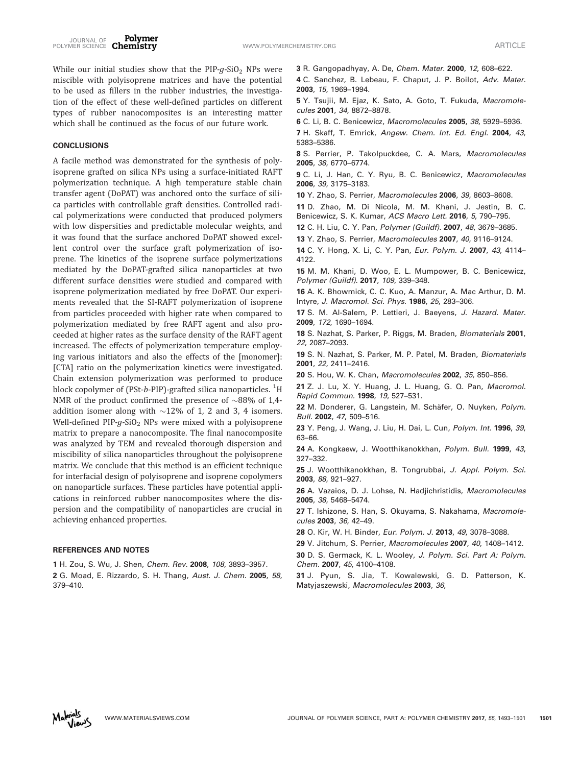While our initial studies show that the PIP-*g*-$SiO_2$ NPs were miscible with polyisoprene matrices and have the potential to be used as fillers in the rubber industries, the investigation of the effect of these well-defined particles on different types of rubber nanocomposites is an interesting matter which shall be continued as the focus of our future work.

## CONCLUSIONS

A facile method was demonstrated for the synthesis of polyisoprene grafted on silica NPs using a surface-initiated RAFT polymerization technique. A high temperature stable chain transfer agent (DoPAT) was anchored onto the surface of silica particles with controllable graft densities. Controlled radical polymerizations were conducted that produced polymers with low dispersities and predictable molecular weights, and it was found that the surface anchored DoPAT showed excellent control over the surface graft polymerization of isoprene. The kinetics of the isoprene surface polymerizations mediated by the DoPAT-grafted silica nanoparticles at two different surface densities were studied and compared with isoprene polymerization mediated by free DoPAT. Our experiments revealed that the SI-RAFT polymerization of isoprene from particles proceeded with higher rate when compared to polymerization mediated by free RAFT agent and also proceeded at higher rates as the surface density of the RAFT agent increased. The effects of polymerization temperature employing various initiators and also the effects of the [monomer]:[CTA] ratio on the polymerization kinetics were investigated. Chain extension polymerization was performed to produce block copolymer of (PSt-*b*-PIP)-grafted silica nanoparticles. $^1$H NMR of the product confirmed the presence of ~88% of 1,4-addition isomer along with ~12% of 1, 2 and 3, 4 isomers. Well-defined PIP-*g*-$SiO_2$ NPs were mixed with a polyisoprene matrix to prepare a nanocomposite. The final nanocomposite was analyzed by TEM and revealed thorough dispersion and miscibility of silica nanoparticles throughout the polyisoprene matrix. We conclude that this method is an efficient technique for interfacial design of polyisoprene and isoprene copolymers on nanoparticle surfaces. These particles have potential applications in reinforced rubber nanocomposites where the dispersion and the compatibility of nanoparticles are crucial in achieving enhanced properties.

## REFERENCES AND NOTES

**1** H. Zou, S. Wu, J. Shen, *Chem. Rev.* **2008**, *108*, 3893–3957.

**2** G. Moad, E. Rizzardo, S. H. Thang, *Aust. J. Chem.* **2005**, *58*, 379–410.

**3** R. Gangopadhyay, A. De, *Chem. Mater.* **2000**, *12*, 608–622.

**4** C. Sanchez, B. Lebeau, F. Chaput, J. P. Boilot, *Adv. Mater.* **2003**, *15*, 1969–1994.

**5** Y. Tsujii, M. Ejaz, K. Sato, A. Goto, T. Fukuda, *Macromolecules* **2001**, *34*, 8872–8878.

**6** C. Li, B. C. Benicewicz, *Macromolecules* **2005**, *38*, 5929–5936.

**7** H. Skaff, T. Emrick, *Angew. Chem. Int. Ed. Engl.* **2004**, *43*, 5383–5386.

**8** S. Perrier, P. Takolpuckdee, C. A. Mars, *Macromolecules* **2005**, *38*, 6770–6774.

**9** C. Li, J. Han, C. Y. Ryu, B. C. Benicewicz, *Macromolecules* **2006**, *39*, 3175–3183.

**10** Y. Zhao, S. Perrier, *Macromolecules* **2006**, *39*, 8603–8608.

**11** D. Zhao, M. Di Nicola, M. M. Khani, J. Jestin, B. C. Benicewicz, S. K. Kumar, *ACS Macro Lett.* **2016**, *5*, 790–795.

**12** C. H. Liu, C. Y. Pan, *Polymer (Guildf).* **2007**, *48*, 3679–3685.

**13** Y. Zhao, S. Perrier, *Macromolecules* **2007**, *40*, 9116–9124.

**14** C. Y. Hong, X. Li, C. Y. Pan, *Eur. Polym. J.* **2007**, *43*, 4114–4122.

**15** M. M. Khani, D. Woo, E. L. Mumpower, B. C. Benicewicz, *Polymer (Guildf).* **2017**, *109*, 339–348.

**16** A. K. Bhowmick, C. C. Kuo, A. Manzur, A. Mac Arthur, D. M. Intyre, *J. Macromol. Sci. Phys.* **1986**, *25*, 283–306.

**17** S. M. Al-Salem, P. Lettieri, J. Baeyens, *J. Hazard. Mater.* **2009**, *172*, 1690–1694.

**18** S. Nazhat, S. Parker, P. Riggs, M. Braden, *Biomaterials* **2001**, *22*, 2087–2093.

**19** S. N. Nazhat, S. Parker, M. P. Patel, M. Braden, *Biomaterials* **2001**, *22*, 2411–2416.

**20** S. Hou, W. K. Chan, *Macromolecules* **2002**, *35*, 850–856.

**21** Z. J. Lu, X. Y. Huang, J. L. Huang, G. Q. Pan, *Macromol. Rapid Commun.* **1998**, *19*, 527–531.

**22** M. Donderer, G. Langstein, M. Schäfer, O. Nuyken, *Polym. Bull.* **2002**, *47*, 509–516.

**23** Y. Peng, J. Wang, J. Liu, H. Dai, L. Cun, *Polym. Int.* **1996**, *39*, 63–66.

**24** A. Kongkaew, J. Wootthikanokkhan, *Polym. Bull.* **1999**, *43*, 327–332.

**25** J. Wootthikanokkhan, B. Tongrubbai, *J. Appl. Polym. Sci.* **2003**, *88*, 921–927.

**26** A. Vazaios, D. J. Lohse, N. Hadjichristidis, *Macromolecules* **2005**, *38*, 5468–5474.

**27** T. Ishizone, S. Han, S. Okuyama, S. Nakahama, *Macromolecules* **2003**, *36*, 42–49.

**28** O. Kir, W. H. Binder, *Eur. Polym. J.* **2013**, *49*, 3078–3088.

**29** V. Jitchum, S. Perrier, *Macromolecules* **2007**, *40*, 1408–1412.

**30** D. S. Germack, K. L. Wooley, *J. Polym. Sci. Part A: Polym. Chem.* **2007**, *45*, 4100–4108.

**31** J. Pyun, S. Jia, T. Kowalewski, G. D. Patterson, K. Matyjaszewski, *Macromolecules* **2003**, *36*,